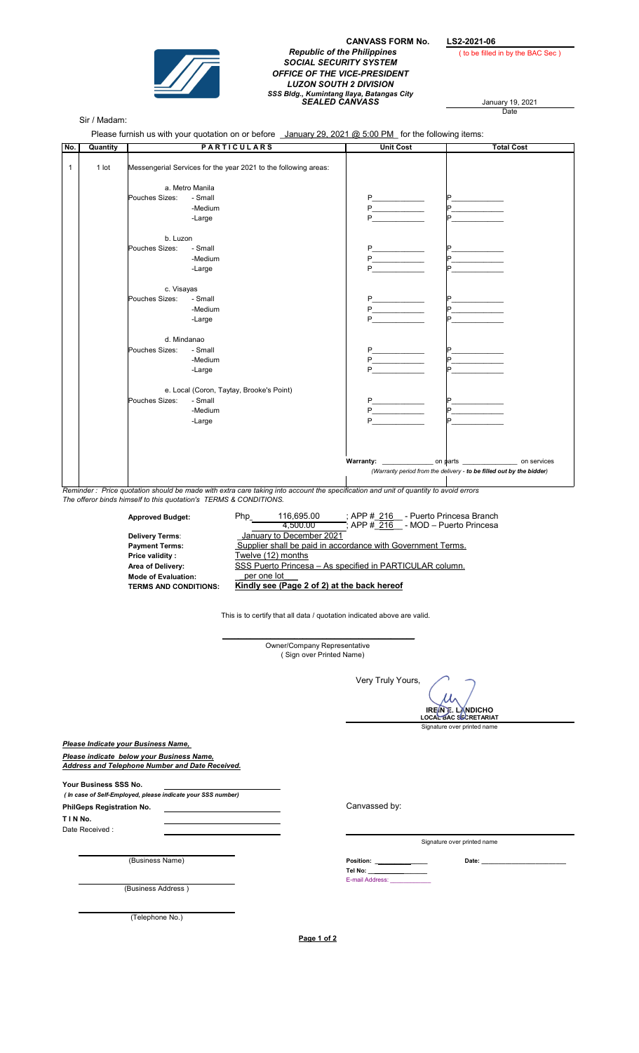**CANVASS FORM No.** **LS2-2021-06**

( to be filled in by the BAC Sec )

***Republic of the Philippines***
***SOCIAL SECURITY SYSTEM***
***OFFICE OF THE VICE-PRESIDENT***
***LUZON SOUTH 2 DIVISION***
***SSS Bldg., Kumintang Ilaya, Batangas City***
***SEALED CANVASS***

January 19, 2021
Date

Sir / Madam:

Please furnish us with your quotation on or before _January 29, 2021 @ 5:00 PM_ for the following items:

| No. | Quantity | PARTICULARS | | Unit Cost | Total Cost |
|---|---|---|---|---|---|
| 1 | 1 lot | Messengerial Services for the year 2021 to the following areas: | | | |
| | | a. Metro Manila | | | |
| | | Pouches Sizes: | - Small | P_____________ | P_____________ |
| | | | -Medium | P_____________ | P_____________ |
| | | | -Large | P_____________ | P_____________ |
| | | b. Luzon | | | |
| | | Pouches Sizes: | - Small | P_____________ | P_____________ |
| | | | -Medium | P_____________ | P_____________ |
| | | | -Large | P_____________ | P_____________ |
| | | c. Visayas | | | |
| | | Pouches Sizes: | - Small | P_____________ | P_____________ |
| | | | -Medium | P_____________ | P_____________ |
| | | | -Large | P_____________ | P_____________ |
| | | d. Mindanao | | | |
| | | Pouches Sizes: | - Small | P_____________ | P_____________ |
| | | | -Medium | P_____________ | P_____________ |
| | | | -Large | P_____________ | P_____________ |
| | | e. Local (Coron, Taytay, Brooke's Point) | | | |
| | | Pouches Sizes: | - Small | P_____________ | P_____________ |
| | | | -Medium | P_____________ | P_____________ |
| | | | -Large | P_____________ | P_____________ |
| | | | | **Warranty:** _____________ on parts | _______________ on services |
| | | | | *(Warranty period from the delivery - **to be filled out by the bidder**)* | |

*Reminder : Price quotation should be made with extra care taking into account the specification and unit of quantity to avoid errors*
*The offeror binds himself to this quotation's TERMS & CONDITIONS.*

| | |
|---|---|
| **Approved Budget:** | Php 116,695.00 ; APP # 216 - Puerto Princesa Branch |
| | 4,500.00 ; APP # 216 - MOD – Puerto Princesa |
| **Delivery Terms**: | January to December 2021 |
| **Payment Terms:** | Supplier shall be paid in accordance with Government Terms. |
| **Price validity :** | Twelve (12) months |
| **Area of Delivery:** | SSS Puerto Princesa – As specified in PARTICULAR column. |
| **Mode of Evaluation:** | per one lot |
| **TERMS AND CONDITIONS:** | **Kindly see (Page 2 of 2) at the back hereof** |

This is to certify that all data / quotation indicated above are valid.

_______________________________________
Owner/Company Representative
( Sign over Printed Name)

Very Truly Yours,

**IRENE E. LANDICHO**
**LOCAL BAC SECRETARIAT**
Signature over printed name

***Please Indicate your Business Name,***

***Please indicate below your Business Name, Address and Telephone Number and Date Received.***

**Your Business SSS No.** ____________________
***( In case of Self-Employed, please indicate your SSS number)***

**PhilGeps Registration No.** ____________________

**T I N No.** ____________________

Date Received : ____________________

Canvassed by:

_______________________________________
Signature over printed name

**Position:** ____________ **Date:** ____________

**Tel No:** ____________

E-mail Address: ____________

_______________________
(Business Name)

_______________________
(Business Address )

_______________________
(Telephone No.)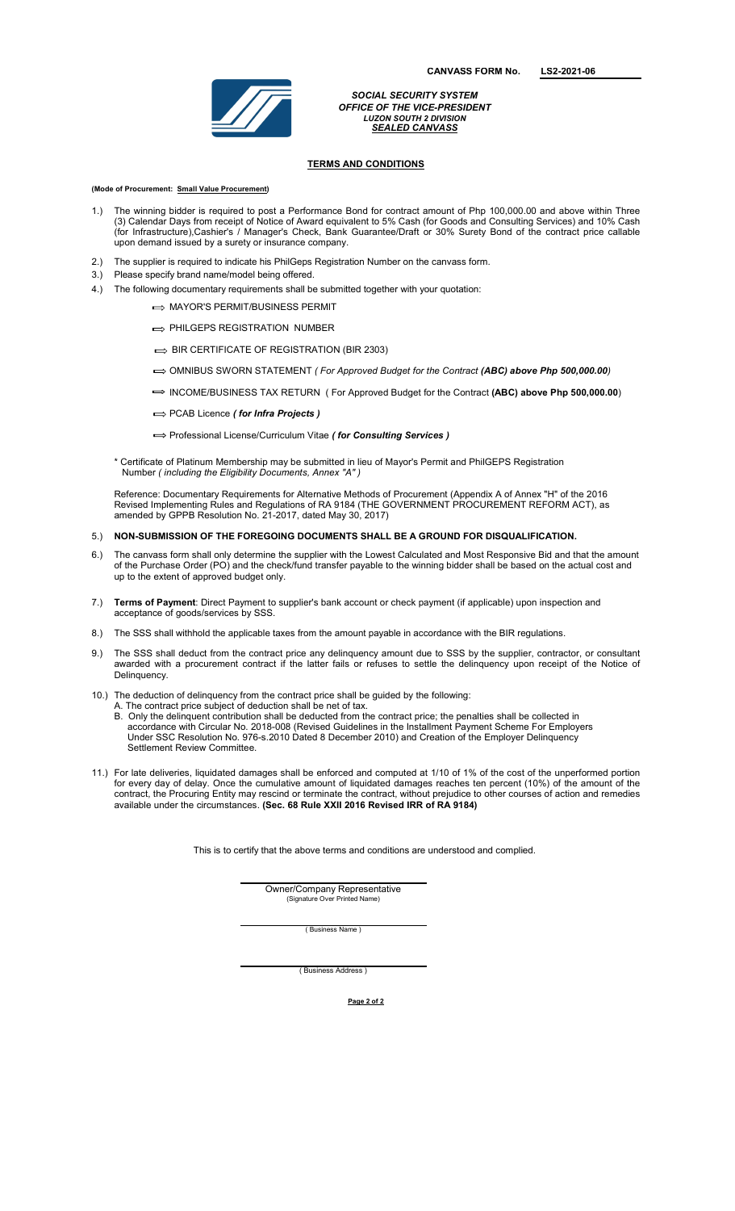**CANVASS FORM No. LS2-2021-06**

***SOCIAL SECURITY SYSTEM***
***OFFICE OF THE VICE-PRESIDENT***
***LUZON SOUTH 2 DIVISION***
***SEALED CANVASS***

## TERMS AND CONDITIONS

**(Mode of Procurement: Small Value Procurement)**

1.) The winning bidder is required to post a Performance Bond for contract amount of Php 100,000.00 and above within Three (3) Calendar Days from receipt of Notice of Award equivalent to 5% Cash (for Goods and Consulting Services) and 10% Cash (for Infrastructure),Cashier's / Manager's Check, Bank Guarantee/Draft or 30% Surety Bond of the contract price callable upon demand issued by a surety or insurance company.

2.) The supplier is required to indicate his PhilGeps Registration Number on the canvass form.

3.) Please specify brand name/model being offered.

4.) The following documentary requirements shall be submitted together with your quotation:

- ⟹ MAYOR'S PERMIT/BUSINESS PERMIT
- ⟹ PHILGEPS REGISTRATION NUMBER
- ⟹ BIR CERTIFICATE OF REGISTRATION (BIR 2303)
- ⟹ OMNIBUS SWORN STATEMENT *( For Approved Budget for the Contract **(ABC) above Php 500,000.00**)*
- ⟹ INCOME/BUSINESS TAX RETURN ( For Approved Budget for the Contract **(ABC) above Php 500,000.00**)
- ⟹ PCAB Licence ***( for Infra Projects )***
- ⟹ Professional License/Curriculum Vitae ***( for Consulting Services )***

\* Certificate of Platinum Membership may be submitted in lieu of Mayor's Permit and PhilGEPS Registration Number *( including the Eligibility Documents, Annex "A" )*

Reference: Documentary Requirements for Alternative Methods of Procurement (Appendix A of Annex "H" of the 2016 Revised Implementing Rules and Regulations of RA 9184 (THE GOVERNMENT PROCUREMENT REFORM ACT), as amended by GPPB Resolution No. 21-2017, dated May 30, 2017)

5.) **NON-SUBMISSION OF THE FOREGOING DOCUMENTS SHALL BE A GROUND FOR DISQUALIFICATION.**

6.) The canvass form shall only determine the supplier with the Lowest Calculated and Most Responsive Bid and that the amount of the Purchase Order (PO) and the check/fund transfer payable to the winning bidder shall be based on the actual cost and up to the extent of approved budget only.

7.) **Terms of Payment**: Direct Payment to supplier's bank account or check payment (if applicable) upon inspection and acceptance of goods/services by SSS.

8.) The SSS shall withhold the applicable taxes from the amount payable in accordance with the BIR regulations.

9.) The SSS shall deduct from the contract price any delinquency amount due to SSS by the supplier, contractor, or consultant awarded with a procurement contract if the latter fails or refuses to settle the delinquency upon receipt of the Notice of Delinquency.

10.) The deduction of delinquency from the contract price shall be guided by the following:
A. The contract price subject of deduction shall be net of tax.
B. Only the delinquent contribution shall be deducted from the contract price; the penalties shall be collected in accordance with Circular No. 2018-008 (Revised Guidelines in the Installment Payment Scheme For Employers Under SSC Resolution No. 976-s.2010 Dated 8 December 2010) and Creation of the Employer Delinquency Settlement Review Committee.

11.) For late deliveries, liquidated damages shall be enforced and computed at 1/10 of 1% of the cost of the unperformed portion for every day of delay. Once the cumulative amount of liquidated damages reaches ten percent (10%) of the amount of the contract, the Procuring Entity may rescind or terminate the contract, without prejudice to other courses of action and remedies available under the circumstances. **(Sec. 68 Rule XXII 2016 Revised IRR of RA 9184)**

This is to certify that the above terms and conditions are understood and complied.

\_\_\_\_\_\_\_\_\_\_\_\_\_\_\_\_\_\_\_\_\_\_\_\_\_\_\_\_\_\_
Owner/Company Representative
(Signature Over Printed Name)

\_\_\_\_\_\_\_\_\_\_\_\_\_\_\_\_\_\_\_\_\_\_\_\_\_\_\_\_\_\_
( Business Name )

\_\_\_\_\_\_\_\_\_\_\_\_\_\_\_\_\_\_\_\_\_\_\_\_\_\_\_\_\_\_
( Business Address )